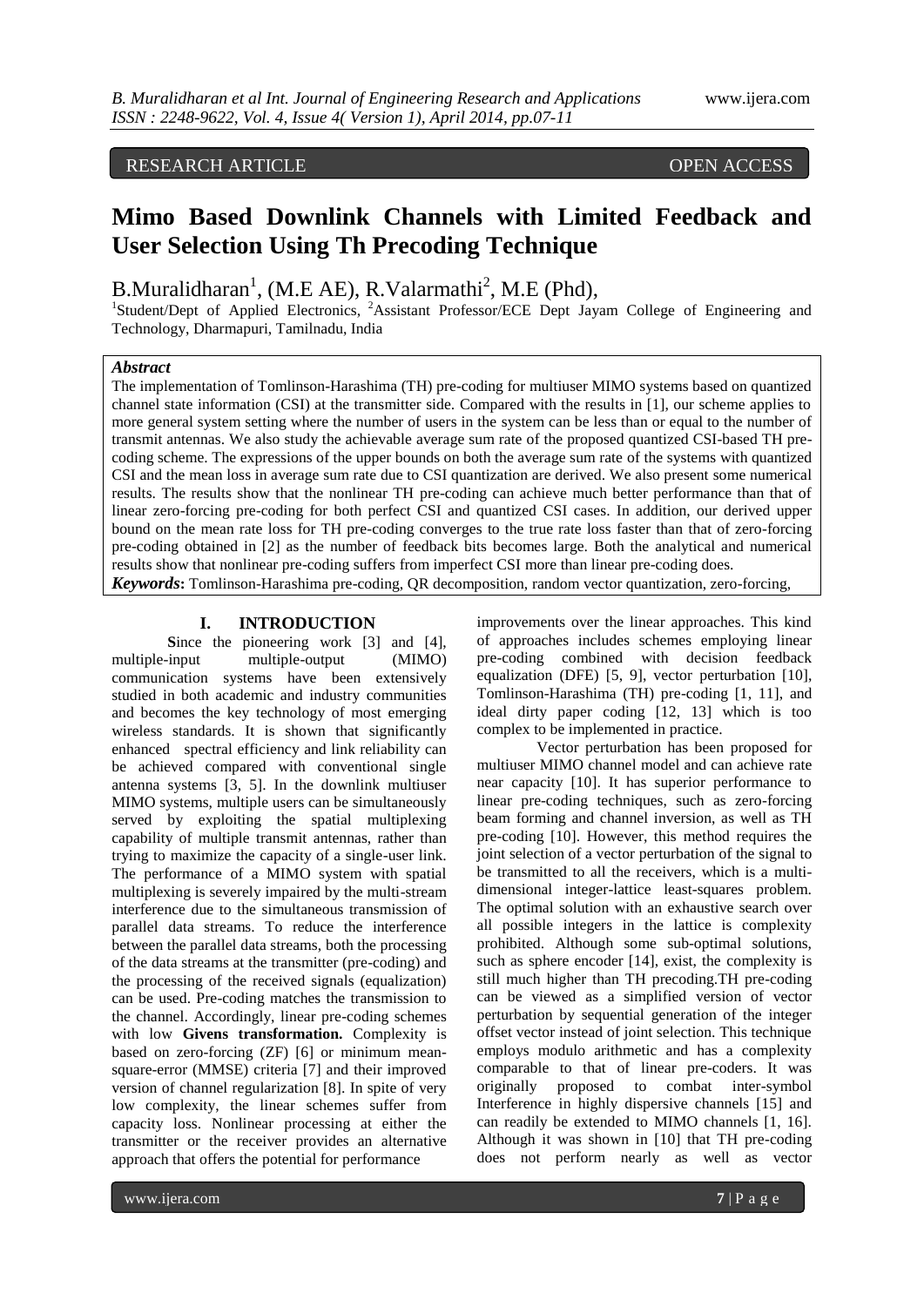RESEARCH ARTICLE OPEN ACCESS

# Mimo Based Downlink Channels with Limited Feedback and User Selection Using Th Precoding Technique

B.Muralidharan[1], (M.E AE), R.Valarmathi[2], M.E (Phd),

[1]Student/Dept of Applied Electronics, [2]Assistant Professor/ECE Dept Jayam College of Engineering and Technology, Dharmapuri, Tamilnadu, India

***Abstract***

The implementation of Tomlinson-Harashima (TH) pre-coding for multiuser MIMO systems based on quantized channel state information (CSI) at the transmitter side. Compared with the results in [1], our scheme applies to more general system setting where the number of users in the system can be less than or equal to the number of transmit antennas. We also study the achievable average sum rate of the proposed quantized CSI-based TH pre-coding scheme. The expressions of the upper bounds on both the average sum rate of the systems with quantized CSI and the mean loss in average sum rate due to CSI quantization are derived. We also present some numerical results. The results show that the nonlinear TH pre-coding can achieve much better performance than that of linear zero-forcing pre-coding for both perfect CSI and quantized CSI cases. In addition, our derived upper bound on the mean rate loss for TH pre-coding converges to the true rate loss faster than that of zero-forcing pre-coding obtained in [2] as the number of feedback bits becomes large. Both the analytical and numerical results show that nonlinear pre-coding suffers from imperfect CSI more than linear pre-coding does.

***Keywords*:** Tomlinson-Harashima pre-coding, QR decomposition, random vector quantization, zero-forcing,

## I. INTRODUCTION

**S**ince the pioneering work [3] and [4], multiple-input multiple-output (MIMO) communication systems have been extensively studied in both academic and industry communities and becomes the key technology of most emerging wireless standards. It is shown that significantly enhanced spectral efficiency and link reliability can be achieved compared with conventional single antenna systems [3, 5]. In the downlink multiuser MIMO systems, multiple users can be simultaneously served by exploiting the spatial multiplexing capability of multiple transmit antennas, rather than trying to maximize the capacity of a single-user link. The performance of a MIMO system with spatial multiplexing is severely impaired by the multi-stream interference due to the simultaneous transmission of parallel data streams. To reduce the interference between the parallel data streams, both the processing of the data streams at the transmitter (pre-coding) and the processing of the received signals (equalization) can be used. Pre-coding matches the transmission to the channel. Accordingly, linear pre-coding schemes with low **Givens transformation.** Complexity is based on zero-forcing (ZF) [6] or minimum mean-square-error (MMSE) criteria [7] and their improved version of channel regularization [8]. In spite of very low complexity, the linear schemes suffer from capacity loss. Nonlinear processing at either the transmitter or the receiver provides an alternative approach that offers the potential for performance improvements over the linear approaches. This kind of approaches includes schemes employing linear pre-coding combined with decision feedback equalization (DFE) [5, 9], vector perturbation [10], Tomlinson-Harashima (TH) pre-coding [1, 11], and ideal dirty paper coding [12, 13] which is too complex to be implemented in practice.

Vector perturbation has been proposed for multiuser MIMO channel model and can achieve rate near capacity [10]. It has superior performance to linear pre-coding techniques, such as zero-forcing beam forming and channel inversion, as well as TH pre-coding [10]. However, this method requires the joint selection of a vector perturbation of the signal to be transmitted to all the receivers, which is a multi-dimensional integer-lattice least-squares problem. The optimal solution with an exhaustive search over all possible integers in the lattice is complexity prohibited. Although some sub-optimal solutions, such as sphere encoder [14], exist, the complexity is still much higher than TH precoding.TH pre-coding can be viewed as a simplified version of vector perturbation by sequential generation of the integer offset vector instead of joint selection. This technique employs modulo arithmetic and has a complexity comparable to that of linear pre-coders. It was originally proposed to combat inter-symbol Interference in highly dispersive channels [15] and can readily be extended to MIMO channels [1, 16]. Although it was shown in [10] that TH pre-coding does not perform nearly as well as vector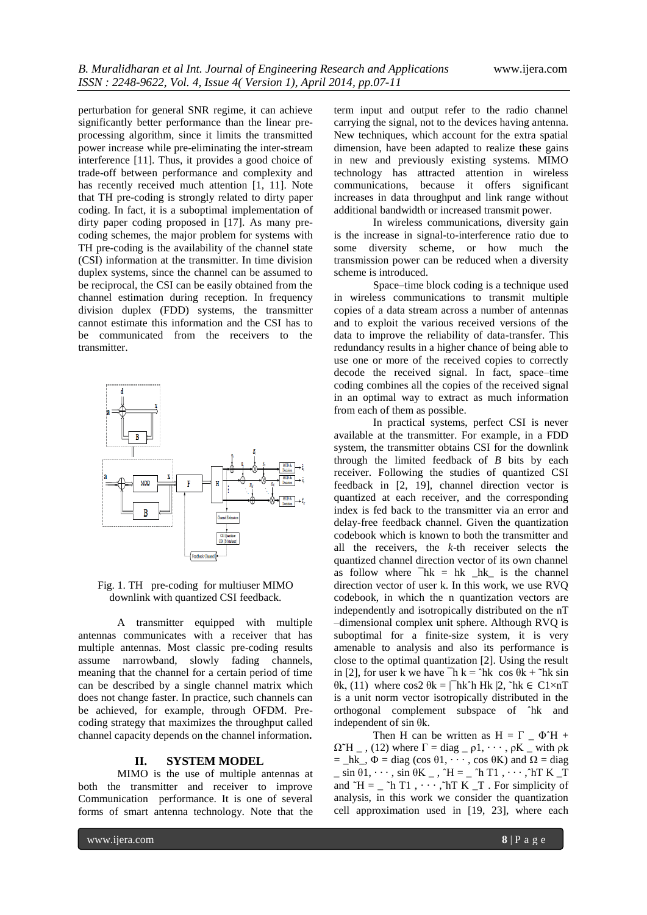perturbation for general SNR regime, it can achieve significantly better performance than the linear pre-processing algorithm, since it limits the transmitted power increase while pre-eliminating the inter-stream interference [11]. Thus, it provides a good choice of trade-off between performance and complexity and has recently received much attention [1, 11]. Note that TH pre-coding is strongly related to dirty paper coding. In fact, it is a suboptimal implementation of dirty paper coding proposed in [17]. As many pre-coding schemes, the major problem for systems with TH pre-coding is the availability of the channel state (CSI) information at the transmitter. In time division duplex systems, since the channel can be assumed to be reciprocal, the CSI can be easily obtained from the channel estimation during reception. In frequency division duplex (FDD) systems, the transmitter cannot estimate this information and the CSI has to be communicated from the receivers to the transmitter.

Fig. 1. TH pre-coding for multiuser MIMO downlink with quantized CSI feedback.

A transmitter equipped with multiple antennas communicates with a receiver that has multiple antennas. Most classic pre-coding results assume narrowband, slowly fading channels, meaning that the channel for a certain period of time can be described by a single channel matrix which does not change faster. In practice, such channels can be achieved, for example, through OFDM. Pre-coding strategy that maximizes the throughput called channel capacity depends on the channel information**.**

## II. SYSTEM MODEL

MIMO is the use of multiple antennas at both the transmitter and receiver to improve Communication performance. It is one of several forms of smart antenna technology. Note that the term input and output refer to the radio channel carrying the signal, not to the devices having antenna. New techniques, which account for the extra spatial dimension, have been adapted to realize these gains in new and previously existing systems. MIMO technology has attracted attention in wireless communications, because it offers significant increases in data throughput and link range without additional bandwidth or increased transmit power.

In wireless communications, diversity gain is the increase in signal-to-interference ratio due to some diversity scheme, or how much the transmission power can be reduced when a diversity scheme is introduced.

Space–time block coding is a technique used in wireless communications to transmit multiple copies of a data stream across a number of antennas and to exploit the various received versions of the data to improve the reliability of data-transfer. This redundancy results in a higher chance of being able to use one or more of the received copies to correctly decode the received signal. In fact, space–time coding combines all the copies of the received signal in an optimal way to extract as much information from each of them as possible.

In practical systems, perfect CSI is never available at the transmitter. For example, in a FDD system, the transmitter obtains CSI for the downlink through the limited feedback of *B* bits by each receiver. Following the studies of quantized CSI feedback in [2, 19], channel direction vector is quantized at each receiver, and the corresponding index is fed back to the transmitter via an error and delay-free feedback channel. Given the quantization codebook which is known to both the transmitter and all the receivers, the *k*-th receiver selects the quantized channel direction vector of its own channel as follow where $\bar{h}_k = h_k / \|h_k\|$ is the channel direction vector of user k. In this work, we use RVQ codebook, in which the n quantization vectors are independently and isotropically distributed on the nT –dimensional complex unit sphere. Although RVQ is suboptimal for a finite-size system, it is very amenable to analysis and also its performance is close to the optimal quantization [2]. Using the result in [2], for user k we have $\bar{h}_k = \hat{h}_k \cos\theta_k + \tilde{h}_k \sin\theta_k$, (11) where $\cos^2\theta_k = |\bar{h}_k \hat{h}_k^H|^2$, $\tilde{h}_k \in C^{1\times nT}$ is a unit norm vector isotropically distributed in the orthogonal complement subspace of $\hat{h}_k$ and independent of $\sin\theta_k$.

Then H can be written as $H = \Gamma(\Phi\hat{H} + \Omega\tilde{H})$, (12) where $\Gamma = \mathrm{diag}(\rho_1, \cdots, \rho_K)$ with $\rho_k = \|h_k\|$, $\Phi = \mathrm{diag}(\cos\theta_1, \cdots, \cos\theta_K)$ and $\Omega = \mathrm{diag}(\sin\theta_1, \cdots, \sin\theta_K)$, $\hat{H} = (\hat{h}_1^T, \cdots, \hat{h}_K^T)^T$ and $\tilde{H} = (\tilde{h}_1^T, \cdots, \tilde{h}_K^T)^T$. For simplicity of analysis, in this work we consider the quantization cell approximation used in [19, 23], where each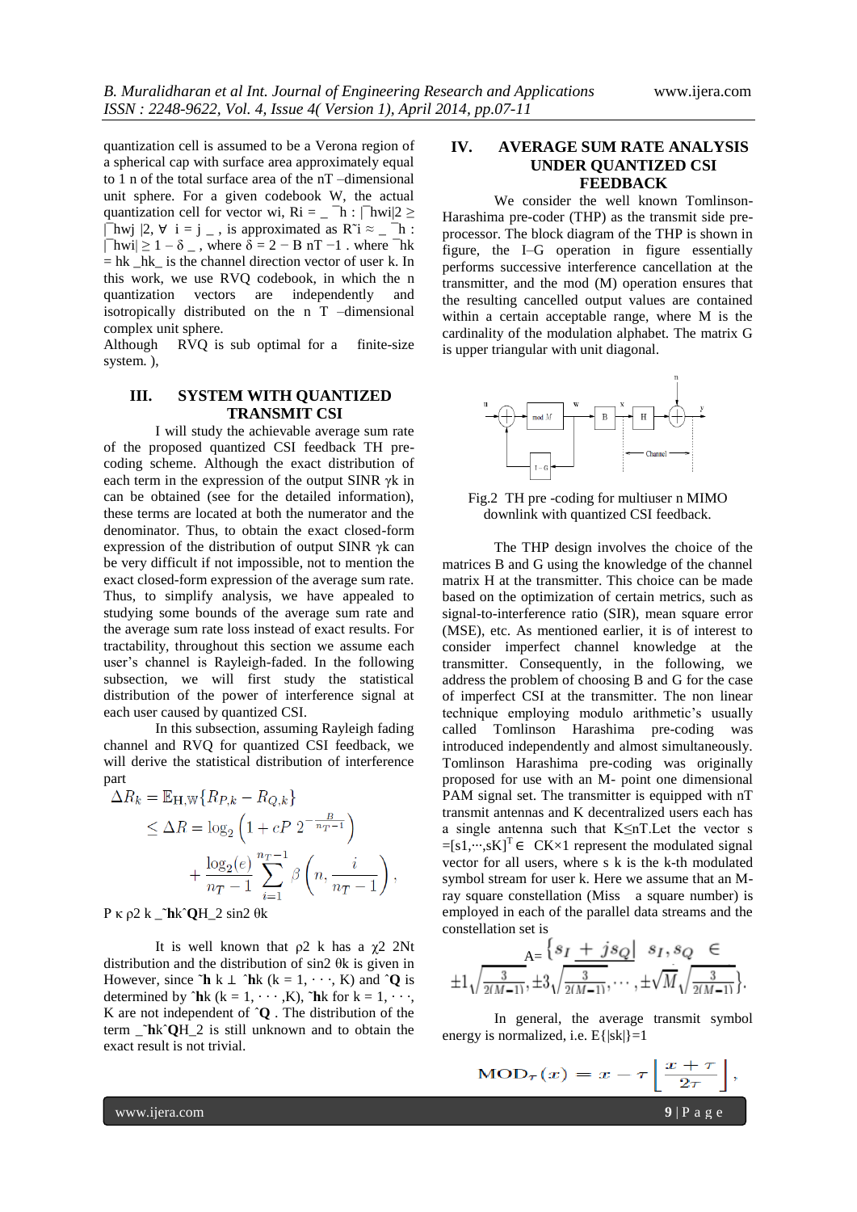quantization cell is assumed to be a Verona region of a spherical cap with surface area approximately equal to 1 n of the total surface area of the nT –dimensional unit sphere. For a given codebook W, the actual quantization cell for vector wi, Ri = _ ¯h : |¯hwi|2 ≥ |¯hwj |2, ∀ i = j _ , is approximated as R˜i ≈ _ ¯h : |¯hwi| ≥ 1 – δ _ , where δ = 2 − B nT −1 . where ¯hk = hk _hk_ is the channel direction vector of user k. In this work, we use RVQ codebook, in which the n quantization vectors are independently and isotropically distributed on the n T –dimensional complex unit sphere.

Although RVQ is sub optimal for a finite-size system. ),

## III. SYSTEM WITH QUANTIZED TRANSMIT CSI

I will study the achievable average sum rate of the proposed quantized CSI feedback TH pre-coding scheme. Although the exact distribution of each term in the expression of the output SINR γk in can be obtained (see for the detailed information), these terms are located at both the numerator and the denominator. Thus, to obtain the exact closed-form expression of the distribution of output SINR γk can be very difficult if not impossible, not to mention the exact closed-form expression of the average sum rate. Thus, to simplify analysis, we have appealed to studying some bounds of the average sum rate and the average sum rate loss instead of exact results. For tractability, throughout this section we assume each user's channel is Rayleigh-faded. In the following subsection, we will first study the statistical distribution of the power of interference signal at each user caused by quantized CSI.

In this subsection, assuming Rayleigh fading channel and RVQ for quantized CSI feedback, we will derive the statistical distribution of interference part

$$\Delta R_k = \mathbb{E}_{\mathbf{H},\mathbf{W}}\{R_{P,k} - R_{Q,k}\}$$
$$\leq \Delta R = \log_2\left(1 + cP\, 2^{-\frac{B}{n_T - 1}}\right)$$
$$+ \frac{\log_2(e)}{n_T - 1}\sum_{i=1}^{n_T - 1}\beta\left(n, \frac{i}{n_T - 1}\right),$$

P κ ρ2 k _˜**h**kˆ**Q**H_2 sin2 θk

It is well known that ρ2 k has a χ2 2Nt distribution and the distribution of sin2 θk is given in However, since ˜**h** k ⊥ ˆ**h**k (k = 1, · · ·, K) and ˆ**Q** is determined by ˆ**h**k (k = 1, · · · ,K), ˜**h**k for k = 1, · · ·, K are not independent of ˆ**Q** . The distribution of the term _˜**h**kˆ**Q**H_2 is still unknown and to obtain the exact result is not trivial.

## IV. AVERAGE SUM RATE ANALYSIS UNDER QUANTIZED CSI FEEDBACK

We consider the well known Tomlinson-Harashima pre-coder (THP) as the transmit side pre-processor. The block diagram of the THP is shown in figure, the I–G operation in figure essentially performs successive interference cancellation at the transmitter, and the mod (M) operation ensures that the resulting cancelled output values are contained within a certain acceptable range, where M is the cardinality of the modulation alphabet. The matrix G is upper triangular with unit diagonal.

Fig.2 TH pre -coding for multiuser n MIMO downlink with quantized CSI feedback.

The THP design involves the choice of the matrices B and G using the knowledge of the channel matrix H at the transmitter. This choice can be made based on the optimization of certain metrics, such as signal-to-interference ratio (SIR), mean square error (MSE), etc. As mentioned earlier, it is of interest to consider imperfect channel knowledge at the transmitter. Consequently, in the following, we address the problem of choosing B and G for the case of imperfect CSI at the transmitter. The non linear technique employing modulo arithmetic's usually called Tomlinson Harashima pre-coding was introduced independently and almost simultaneously. Tomlinson Harashima pre-coding was originally proposed for use with an M- point one dimensional PAM signal set. The transmitter is equipped with nT transmit antennas and K decentralized users each has a single antenna such that K≤nT.Let the vector s =[s1,···,sK]$^T$ ∈ CK×1 represent the modulated signal vector for all users, where s k is the k-th modulated symbol stream for user k. Here we assume that an M-ray square constellation (Miss a square number) is employed in each of the parallel data streams and the constellation set is

$$A = \left\{ s_I + js_Q \middle| \; s_I, s_Q \in \pm 1\sqrt{\frac{3}{2(M-1)}}, \pm 3\sqrt{\frac{3}{2(M-1)}}, \cdots, \pm\sqrt{M}\sqrt{\frac{3}{2(M-1)}} \right\}.$$

In general, the average transmit symbol energy is normalized, i.e. E{|sk|}=1

$$\mathrm{MOD}_\tau(x) = x - \tau\left\lfloor \frac{x+\tau}{2\tau} \right\rfloor,$$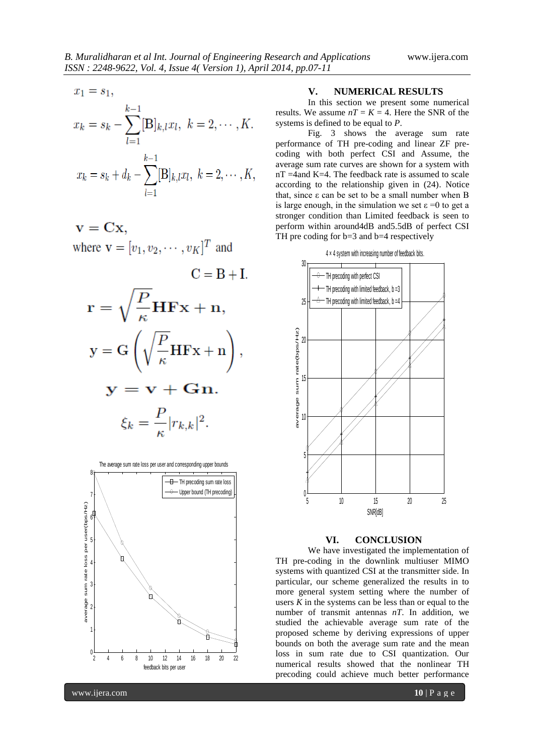$$x_1 = s_1,$$

$$x_k = s_k - \sum_{l=1}^{k-1} [\mathrm{B}]_{k,l} x_l, \; k = 2, \cdots, K.$$

$$x_k = s_k + d_k - \sum_{l=1}^{k-1} [\mathrm{B}]_{k,l} x_l, \; k = 2, \cdots, K,$$

$$\mathbf{v} = \mathbf{C}\mathbf{x},$$

where $\mathrm{v} = [v_1, v_2, \cdots, v_K]^T$ and

$$\mathrm{C} = \mathrm{B} + \mathrm{I}.$$

$$\mathbf{r} = \sqrt{\frac{P}{\kappa}} \mathbf{H}\mathbf{F}\mathbf{x} + \mathbf{n},$$

$$\mathbf{y} = \mathbf{G}\left(\sqrt{\frac{P}{\kappa}} \mathbf{H}\mathbf{F}\mathbf{x} + \mathbf{n}\right),$$

$$\mathbf{y} = \mathbf{v} + \mathbf{G}\mathbf{n}.$$

$$\xi_k = \frac{P}{\kappa} |r_{k,k}|^2.$$

## V. NUMERICAL RESULTS

In this section we present some numerical results. We assume $nT = K = 4$. Here the SNR of the systems is defined to be equal to $P$.

Fig. 3 shows the average sum rate performance of TH pre-coding and linear ZF pre-coding with both perfect CSI and Assume, the average sum rate curves are shown for a system with nT =4and K=4. The feedback rate is assumed to scale according to the relationship given in (24). Notice that, since ε can be set to be a small number when B is large enough, in the simulation we set ε =0 to get a stronger condition than Limited feedback is seen to perform within around4dB and5.5dB of perfect CSI TH pre coding for b=3 and b=4 respectively

## VI. CONCLUSION

We have investigated the implementation of TH pre-coding in the downlink multiuser MIMO systems with quantized CSI at the transmitter side. In particular, our scheme generalized the results in to more general system setting where the number of users $K$ in the systems can be less than or equal to the number of transmit antennas $nT$. In addition, we studied the achievable average sum rate of the proposed scheme by deriving expressions of upper bounds on both the average sum rate and the mean loss in sum rate due to CSI quantization. Our numerical results showed that the nonlinear TH precoding could achieve much better performance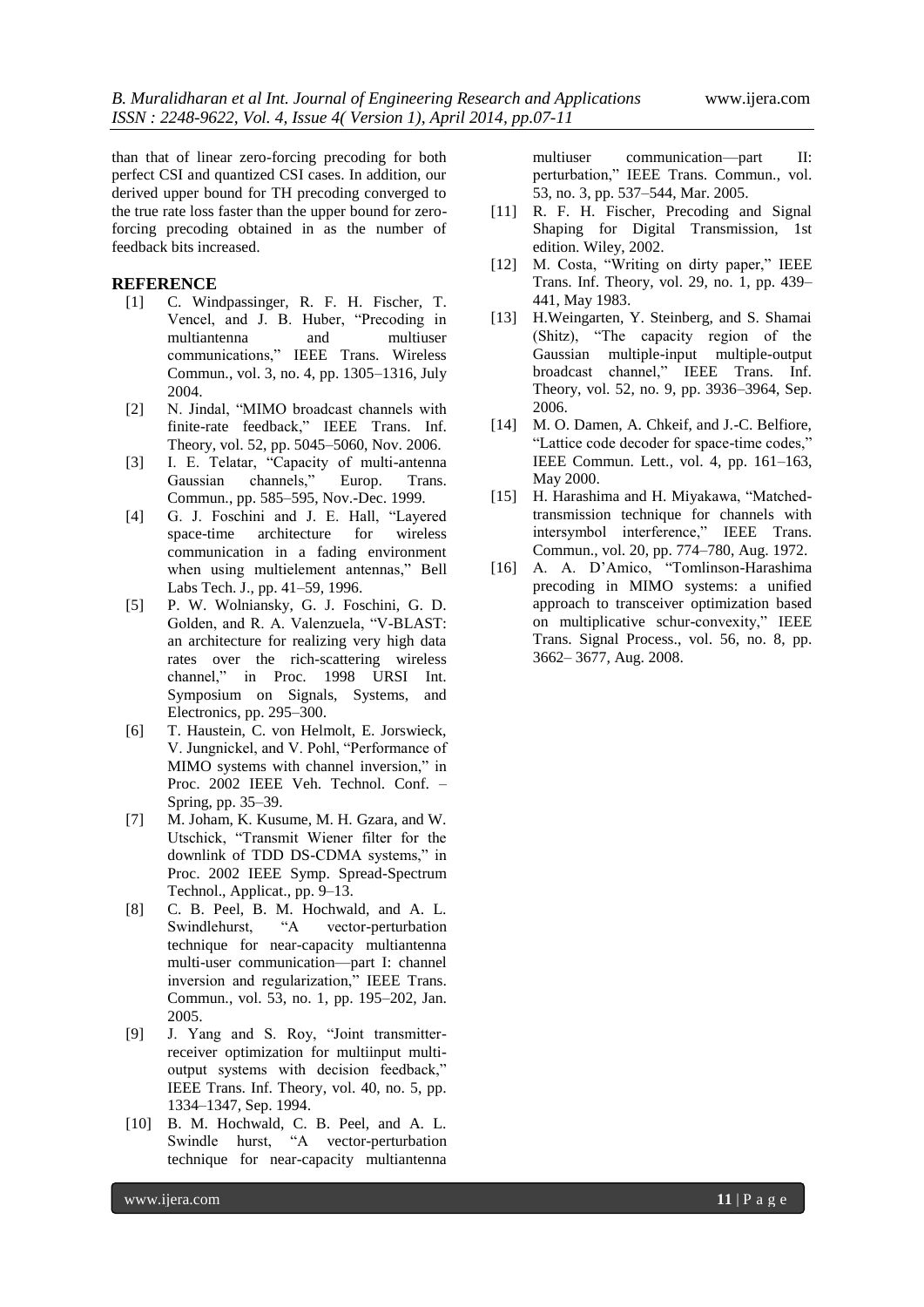than that of linear zero-forcing precoding for both perfect CSI and quantized CSI cases. In addition, our derived upper bound for TH precoding converged to the true rate loss faster than the upper bound for zero-forcing precoding obtained in as the number of feedback bits increased.

## REFERENCE

[1] C. Windpassinger, R. F. H. Fischer, T. Vencel, and J. B. Huber, "Precoding in multiantenna and multiuser communications," IEEE Trans. Wireless Commun., vol. 3, no. 4, pp. 1305–1316, July 2004.

[2] N. Jindal, "MIMO broadcast channels with finite-rate feedback," IEEE Trans. Inf. Theory, vol. 52, pp. 5045–5060, Nov. 2006.

[3] I. E. Telatar, "Capacity of multi-antenna Gaussian channels," Europ. Trans. Commun., pp. 585–595, Nov.-Dec. 1999.

[4] G. J. Foschini and J. E. Hall, "Layered space-time architecture for wireless communication in a fading environment when using multielement antennas," Bell Labs Tech. J., pp. 41–59, 1996.

[5] P. W. Wolniansky, G. J. Foschini, G. D. Golden, and R. A. Valenzuela, "V-BLAST: an architecture for realizing very high data rates over the rich-scattering wireless channel," in Proc. 1998 URSI Int. Symposium on Signals, Systems, and Electronics, pp. 295–300.

[6] T. Haustein, C. von Helmolt, E. Jorswieck, V. Jungnickel, and V. Pohl, "Performance of MIMO systems with channel inversion," in Proc. 2002 IEEE Veh. Technol. Conf. – Spring, pp. 35–39.

[7] M. Joham, K. Kusume, M. H. Gzara, and W. Utschick, "Transmit Wiener filter for the downlink of TDD DS-CDMA systems," in Proc. 2002 IEEE Symp. Spread-Spectrum Technol., Applicat., pp. 9–13.

[8] C. B. Peel, B. M. Hochwald, and A. L. Swindlehurst, "A vector-perturbation technique for near-capacity multiantenna multi-user communication—part I: channel inversion and regularization," IEEE Trans. Commun., vol. 53, no. 1, pp. 195–202, Jan. 2005.

[9] J. Yang and S. Roy, "Joint transmitter-receiver optimization for multiinput multi-output systems with decision feedback," IEEE Trans. Inf. Theory, vol. 40, no. 5, pp. 1334–1347, Sep. 1994.

[10] B. M. Hochwald, C. B. Peel, and A. L. Swindle hurst, "A vector-perturbation technique for near-capacity multiantenna multiuser communication—part II: perturbation," IEEE Trans. Commun., vol. 53, no. 3, pp. 537–544, Mar. 2005.

[11] R. F. H. Fischer, Precoding and Signal Shaping for Digital Transmission, 1st edition. Wiley, 2002.

[12] M. Costa, "Writing on dirty paper," IEEE Trans. Inf. Theory, vol. 29, no. 1, pp. 439–441, May 1983.

[13] H.Weingarten, Y. Steinberg, and S. Shamai (Shitz), "The capacity region of the Gaussian multiple-input multiple-output broadcast channel," IEEE Trans. Inf. Theory, vol. 52, no. 9, pp. 3936–3964, Sep. 2006.

[14] M. O. Damen, A. Chkeif, and J.-C. Belfiore, "Lattice code decoder for space-time codes," IEEE Commun. Lett., vol. 4, pp. 161–163, May 2000.

[15] H. Harashima and H. Miyakawa, "Matched-transmission technique for channels with intersymbol interference," IEEE Trans. Commun., vol. 20, pp. 774–780, Aug. 1972.

[16] A. A. D'Amico, "Tomlinson-Harashima precoding in MIMO systems: a unified approach to transceiver optimization based on multiplicative schur-convexity," IEEE Trans. Signal Process., vol. 56, no. 8, pp. 3662– 3677, Aug. 2008.